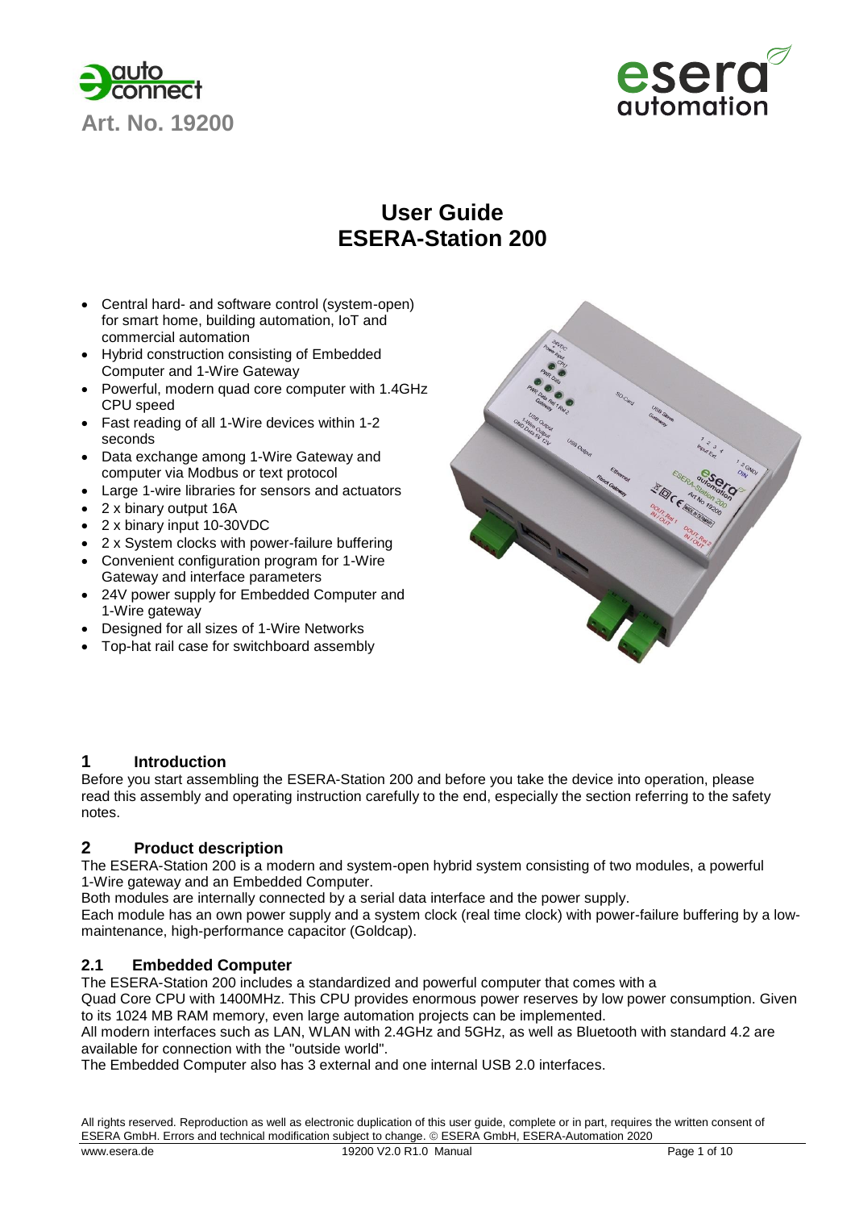Art. No. 19200

# User Guide
# ESERA-Station 200

- Central hard- and software control (system-open) for smart home, building automation, IoT and commercial automation
- Hybrid construction consisting of Embedded Computer and 1-Wire Gateway
- Powerful, modern quad core computer with 1.4GHz CPU speed
- Fast reading of all 1-Wire devices within 1-2 seconds
- Data exchange among 1-Wire Gateway and computer via Modbus or text protocol
- Large 1-wire libraries for sensors and actuators
- 2 x binary output 16A
- 2 x binary input 10-30VDC
- 2 x System clocks with power-failure buffering
- Convenient configuration program for 1-Wire Gateway and interface parameters
- 24V power supply for Embedded Computer and 1-Wire gateway
- Designed for all sizes of 1-Wire Networks
- Top-hat rail case for switchboard assembly

## 1 Introduction

Before you start assembling the ESERA-Station 200 and before you take the device into operation, please read this assembly and operating instruction carefully to the end, especially the section referring to the safety notes.

## 2 Product description

The ESERA-Station 200 is a modern and system-open hybrid system consisting of two modules, a powerful 1-Wire gateway and an Embedded Computer.

Both modules are internally connected by a serial data interface and the power supply.

Each module has an own power supply and a system clock (real time clock) with power-failure buffering by a low-maintenance, high-performance capacitor (Goldcap).

### 2.1 Embedded Computer

The ESERA-Station 200 includes a standardized and powerful computer that comes with a Quad Core CPU with 1400MHz. This CPU provides enormous power reserves by low power consumption. Given to its 1024 MB RAM memory, even large automation projects can be implemented.

All modern interfaces such as LAN, WLAN with 2.4GHz and 5GHz, as well as Bluetooth with standard 4.2 are available for connection with the "outside world".

The Embedded Computer also has 3 external and one internal USB 2.0 interfaces.

All rights reserved. Reproduction as well as electronic duplication of this user guide, complete or in part, requires the written consent of ESERA GmbH. Errors and technical modification subject to change. © ESERA GmbH, ESERA-Automation 2020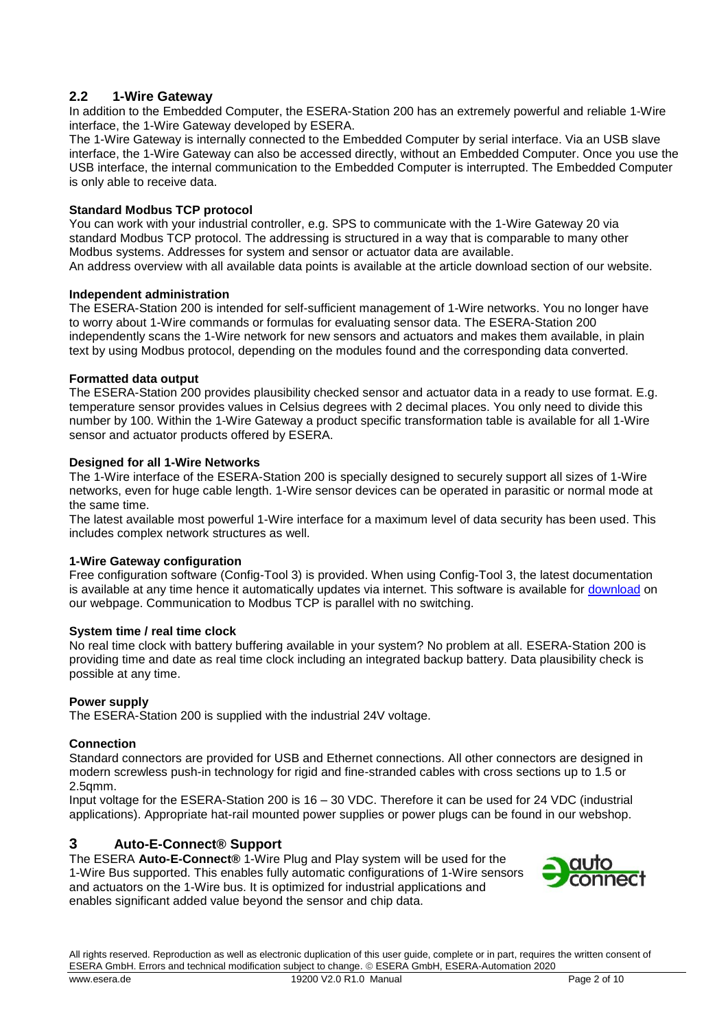## 2.2 1-Wire Gateway

In addition to the Embedded Computer, the ESERA-Station 200 has an extremely powerful and reliable 1-Wire interface, the 1-Wire Gateway developed by ESERA.

The 1-Wire Gateway is internally connected to the Embedded Computer by serial interface. Via an USB slave interface, the 1-Wire Gateway can also be accessed directly, without an Embedded Computer. Once you use the USB interface, the internal communication to the Embedded Computer is interrupted. The Embedded Computer is only able to receive data.

**Standard Modbus TCP protocol**

You can work with your industrial controller, e.g. SPS to communicate with the 1-Wire Gateway 20 via standard Modbus TCP protocol. The addressing is structured in a way that is comparable to many other Modbus systems. Addresses for system and sensor or actuator data are available.

An address overview with all available data points is available at the article download section of our website.

**Independent administration**

The ESERA-Station 200 is intended for self-sufficient management of 1-Wire networks. You no longer have to worry about 1-Wire commands or formulas for evaluating sensor data. The ESERA-Station 200 independently scans the 1-Wire network for new sensors and actuators and makes them available, in plain text by using Modbus protocol, depending on the modules found and the corresponding data converted.

**Formatted data output**

The ESERA-Station 200 provides plausibility checked sensor and actuator data in a ready to use format. E.g. temperature sensor provides values in Celsius degrees with 2 decimal places. You only need to divide this number by 100. Within the 1-Wire Gateway a product specific transformation table is available for all 1-Wire sensor and actuator products offered by ESERA.

**Designed for all 1-Wire Networks**

The 1-Wire interface of the ESERA-Station 200 is specially designed to securely support all sizes of 1-Wire networks, even for huge cable length. 1-Wire sensor devices can be operated in parasitic or normal mode at the same time.

The latest available most powerful 1-Wire interface for a maximum level of data security has been used. This includes complex network structures as well.

**1-Wire Gateway configuration**

Free configuration software (Config-Tool 3) is provided. When using Config-Tool 3, the latest documentation is available at any time hence it automatically updates via internet. This software is available for download on our webpage. Communication to Modbus TCP is parallel with no switching.

**System time / real time clock**

No real time clock with battery buffering available in your system? No problem at all. ESERA-Station 200 is providing time and date as real time clock including an integrated backup battery. Data plausibility check is possible at any time.

**Power supply**

The ESERA-Station 200 is supplied with the industrial 24V voltage.

**Connection**

Standard connectors are provided for USB and Ethernet connections. All other connectors are designed in modern screwless push-in technology for rigid and fine-stranded cables with cross sections up to 1.5 or 2.5qmm.

Input voltage for the ESERA-Station 200 is 16 – 30 VDC. Therefore it can be used for 24 VDC (industrial applications). Appropriate hat-rail mounted power supplies or power plugs can be found in our webshop.

# 3 Auto-E-Connect® Support

The ESERA **Auto-E-Connect®** 1-Wire Plug and Play system will be used for the 1-Wire Bus supported. This enables fully automatic configurations of 1-Wire sensors and actuators on the 1-Wire bus. It is optimized for industrial applications and enables significant added value beyond the sensor and chip data.

All rights reserved. Reproduction as well as electronic duplication of this user guide, complete or in part, requires the written consent of ESERA GmbH. Errors and technical modification subject to change. © ESERA GmbH, ESERA-Automation 2020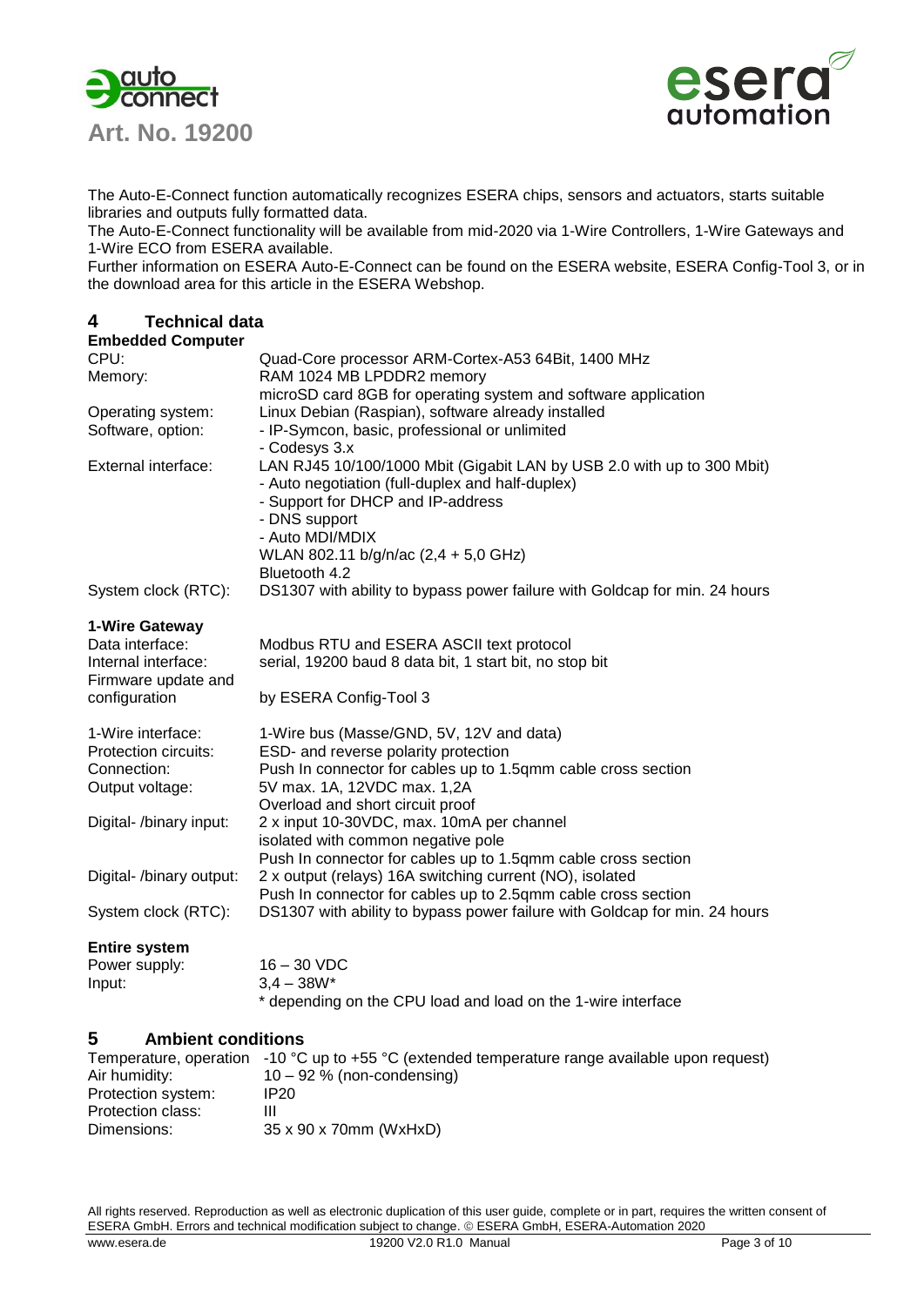The Auto-E-Connect function automatically recognizes ESERA chips, sensors and actuators, starts suitable libraries and outputs fully formatted data.
The Auto-E-Connect functionality will be available from mid-2020 via 1-Wire Controllers, 1-Wire Gateways and 1-Wire ECO from ESERA available.
Further information on ESERA Auto-E-Connect can be found on the ESERA website, ESERA Config-Tool 3, or in the download area for this article in the ESERA Webshop.

# 4 Technical data

**Embedded Computer**

| | |
|---|---|
| CPU: | Quad-Core processor ARM-Cortex-A53 64Bit, 1400 MHz |
| Memory: | RAM 1024 MB LPDDR2 memory<br>microSD card 8GB for operating system and software application |
| Operating system: | Linux Debian (Raspian), software already installed |
| Software, option: | - IP-Symcon, basic, professional or unlimited<br>- Codesys 3.x |
| External interface: | LAN RJ45 10/100/1000 Mbit (Gigabit LAN by USB 2.0 with up to 300 Mbit)<br>- Auto negotiation (full-duplex and half-duplex)<br>- Support for DHCP and IP-address<br>- DNS support<br>- Auto MDI/MDIX<br>WLAN 802.11 b/g/n/ac (2,4 + 5,0 GHz)<br>Bluetooth 4.2 |
| System clock (RTC): | DS1307 with ability to bypass power failure with Goldcap for min. 24 hours |

**1-Wire Gateway**

| | |
|---|---|
| Data interface: | Modbus RTU and ESERA ASCII text protocol |
| Internal interface: | serial, 19200 baud 8 data bit, 1 start bit, no stop bit |
| Firmware update and configuration | by ESERA Config-Tool 3 |
| 1-Wire interface: | 1-Wire bus (Masse/GND, 5V, 12V and data) |
| Protection circuits: | ESD- and reverse polarity protection |
| Connection: | Push In connector for cables up to 1.5qmm cable cross section |
| Output voltage: | 5V max. 1A, 12VDC max. 1,2A<br>Overload and short circuit proof |
| Digital- /binary input: | 2 x input 10-30VDC, max. 10mA per channel<br>isolated with common negative pole<br>Push In connector for cables up to 1.5qmm cable cross section |
| Digital- /binary output: | 2 x output (relays) 16A switching current (NO), isolated<br>Push In connector for cables up to 2.5qmm cable cross section |
| System clock (RTC): | DS1307 with ability to bypass power failure with Goldcap for min. 24 hours |

**Entire system**

| | |
|---|---|
| Power supply: | 16 – 30 VDC |
| Input: | 3,4 – 38W*<br>* depending on the CPU load and load on the 1-wire interface |

# 5 Ambient conditions

| | |
|---|---|
| Temperature, operation | -10 °C up to +55 °C (extended temperature range available upon request) |
| Air humidity: | 10 – 92 % (non-condensing) |
| Protection system: | IP20 |
| Protection class: | III |
| Dimensions: | 35 x 90 x 70mm (WxHxD) |

All rights reserved. Reproduction as well as electronic duplication of this user guide, complete or in part, requires the written consent of ESERA GmbH. Errors and technical modification subject to change. © ESERA GmbH, ESERA-Automation 2020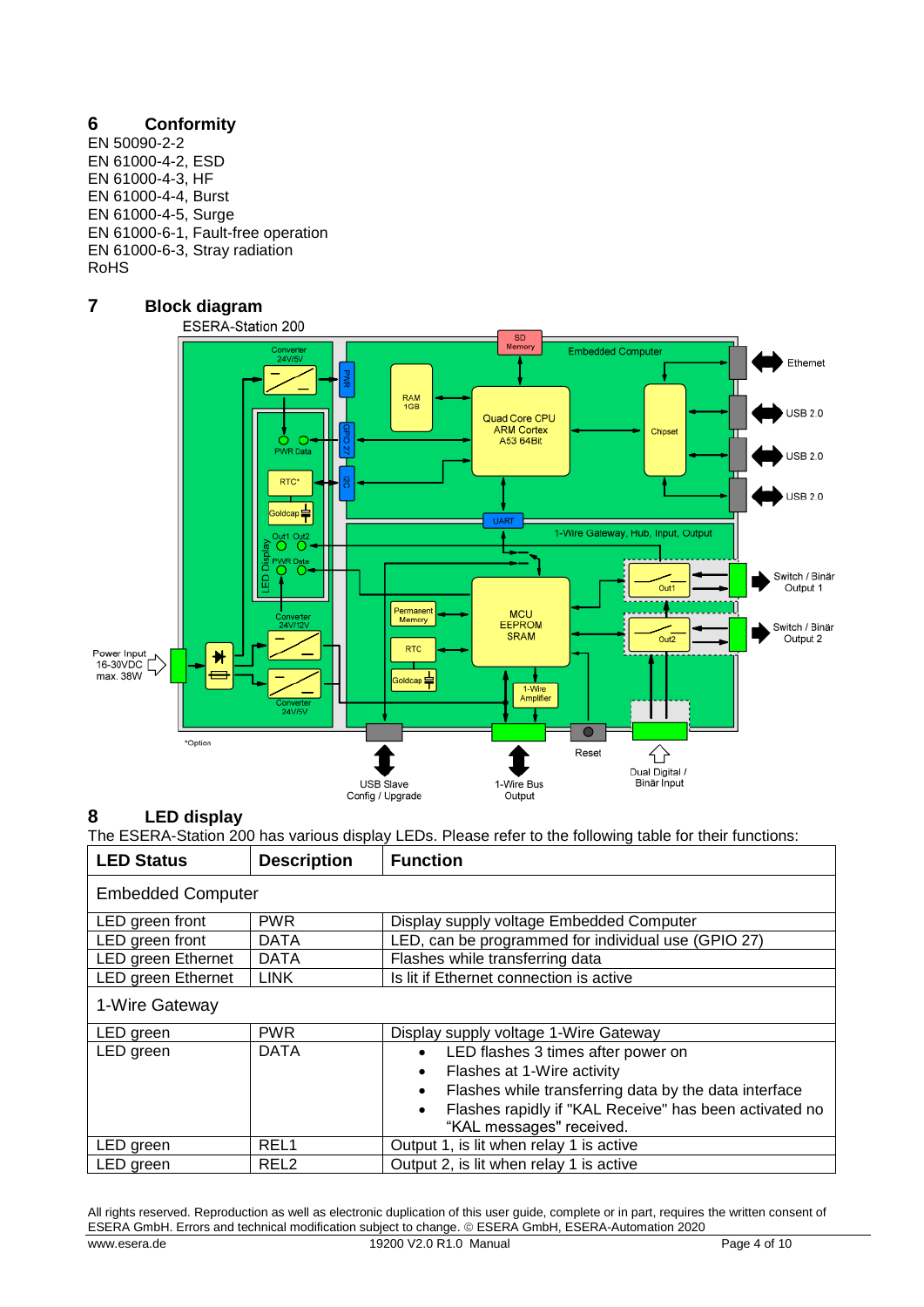## 6 Conformity

EN 50090-2-2
EN 61000-4-2, ESD
EN 61000-4-3, HF
EN 61000-4-4, Burst
EN 61000-4-5, Surge
EN 61000-6-1, Fault-free operation
EN 61000-6-3, Stray radiation
RoHS

## 7 Block diagram

ESERA-Station 200

Converter 24V/5V, PWR, PWR Data, GPIO 27, RTC*, I2C, Goldcap, LED Display, Out1, Out2, PWR Data, SD Memory, Embedded Computer, RAM 1GB, Quad Core CPU ARM Cortex A53 64Bit, Chipset, Ethernet, USB 2.0, USB 2.0, USB 2.0, UART, 1-Wire Gateway, Hub, Input, Output, Converter 24V/12V, Permanent Memory, MCU EEPROM SRAM, RTC, Goldcap, 1-Wire Amplifier, Out1, Out2, Switch / Binär Output 1, Switch / Binär Output 2, Power Input 16-30VDC max. 38W, Converter 24V/5V, USB Slave Config / Upgrade, 1-Wire Bus Output, Reset, Dual Digital / Binär Input

*Option

## 8 LED display

The ESERA-Station 200 has various display LEDs. Please refer to the following table for their functions:

| LED Status | Description | Function |
|---|---|---|
| Embedded Computer | | |
| LED green front | PWR | Display supply voltage Embedded Computer |
| LED green front | DATA | LED, can be programmed for individual use (GPIO 27) |
| LED green Ethernet | DATA | Flashes while transferring data |
| LED green Ethernet | LINK | Is lit if Ethernet connection is active |
| 1-Wire Gateway | | |
| LED green | PWR | Display supply voltage 1-Wire Gateway |
| LED green | DATA | • LED flashes 3 times after power on<br>• Flashes at 1-Wire activity<br>• Flashes while transferring data by the data interface<br>• Flashes rapidly if "KAL Receive" has been activated no "KAL messages" received. |
| LED green | REL1 | Output 1, is lit when relay 1 is active |
| LED green | REL2 | Output 2, is lit when relay 1 is active |

All rights reserved. Reproduction as well as electronic duplication of this user guide, complete or in part, requires the written consent of ESERA GmbH. Errors and technical modification subject to change. © ESERA GmbH, ESERA-Automation 2020

www.esera.de 19200 V2.0 R1.0 Manual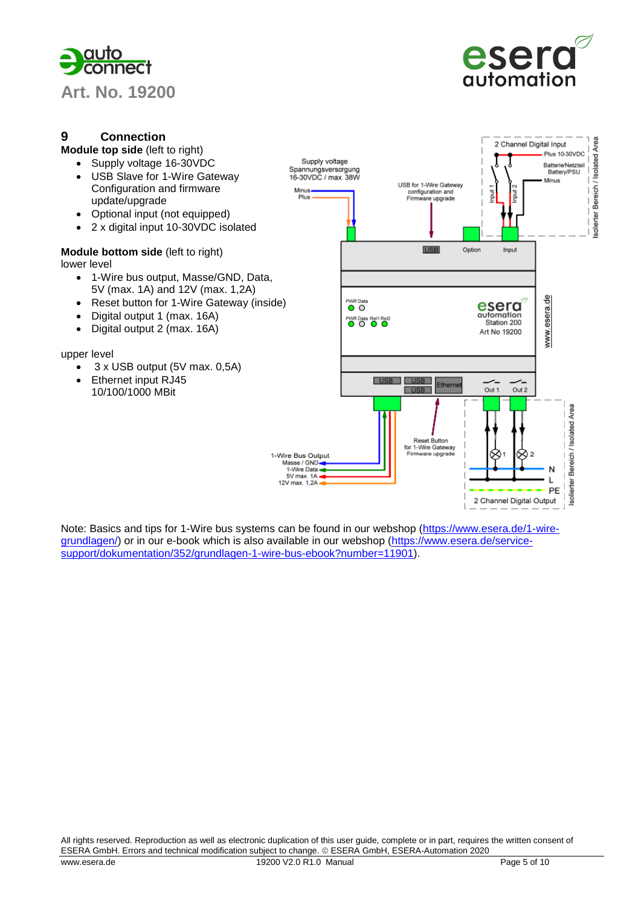## 9 Connection

**Module top side** (left to right)

- Supply voltage 16-30VDC
- USB Slave for 1-Wire Gateway Configuration and firmware update/upgrade
- Optional input (not equipped)
- 2 x digital input 10-30VDC isolated

**Module bottom side** (left to right)
lower level

- 1-Wire bus output, Masse/GND, Data, 5V (max. 1A) and 12V (max. 1,2A)
- Reset button for 1-Wire Gateway (inside)
- Digital output 1 (max. 16A)
- Digital output 2 (max. 16A)

upper level

- 3 x USB output (5V max. 0,5A)
- Ethernet input RJ45 10/100/1000 MBit

Note: Basics and tips for 1-Wire bus systems can be found in our webshop (https://www.esera.de/1-wire-grundlagen/) or in our e-book which is also available in our webshop (https://www.esera.de/service-support/dokumentation/352/grundlagen-1-wire-bus-ebook?number=11901).

All rights reserved. Reproduction as well as electronic duplication of this user guide, complete or in part, requires the written consent of ESERA GmbH. Errors and technical modification subject to change. © ESERA GmbH, ESERA-Automation 2020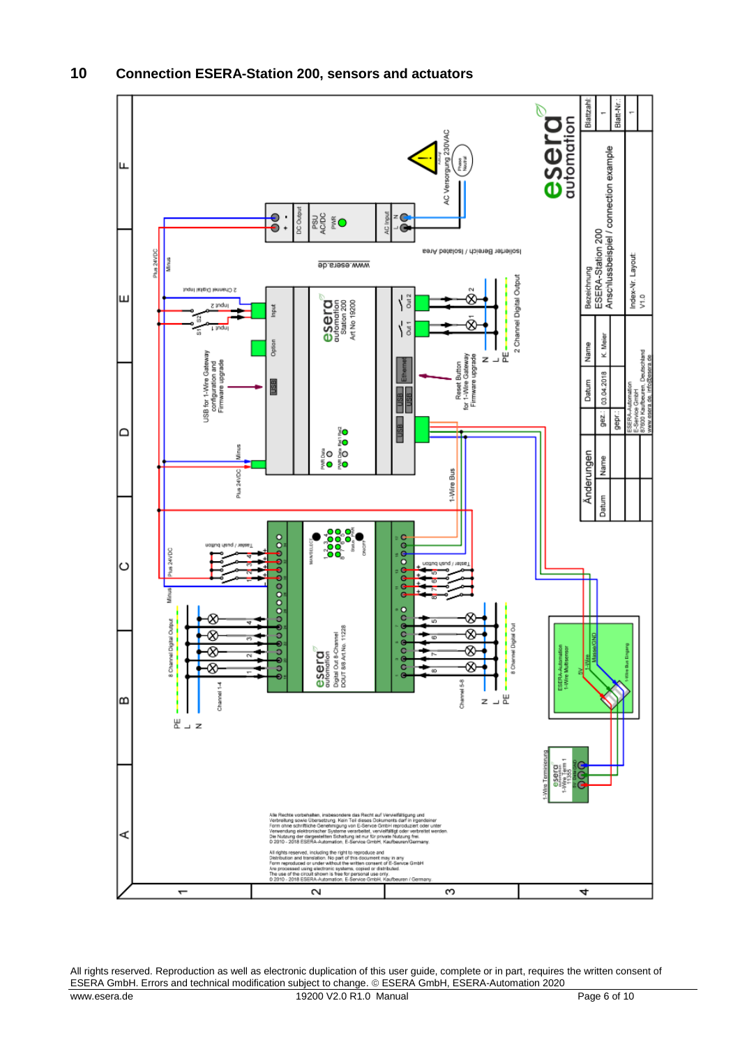## 10 Connection ESERA-Station 200, sensors and actuators

Alle Rechte vorbehalten, insbesondere das Recht auf Vervielfältigung und Verbreitung sowie Übersetzung. Kein Teil dieses Dokuments darf in irgendeiner Form ohne schriftliche Genehmigung von E-Service GmbH reproduziert oder unter Verwendung elektronischer Systeme verarbeitet, vervielfältigt oder verbreitet werden. Die Nutzung der dargestellten Schaltung ist nur für private Nutzung frei. © 2010 - 2018 ESERA-Automation, E-Service GmbH, Kaufbeuren/Germany.

All rights reserved, including the right to reproduce and Distribution and translation. No part of this document may in any Form reproduced or under without the written consent of E-Service GmbH Are processed using electronic systems, copied or distributed. The use of the circuit shown is free for personal use only. © 2010 - 2018 ESERA-Automation, E-Service GmbH, Kaufbeuren / Germany.

| Bezeichnung | Blattzahl: 1 |
|---|---|
| ESERA-Station 200 Anschlussbeispiel / connection example | Blatt-Nr.: 1 |
| Index-Nr. Layout: V1.0 | |

| | Datum | Name |
|---|---|---|
| gez.: | 03.04.2018 | K. Meier |
| gepr.: | | |

ESERA-Automation, E-Service GmbH, 87600 Kaufbeuren, Deutschland, www.esera.de, info@esera.de

All rights reserved. Reproduction as well as electronic duplication of this user guide, complete or in part, requires the written consent of ESERA GmbH. Errors and technical modification subject to change. © ESERA GmbH, ESERA-Automation 2020

www.esera.de 19200 V2.0 R1.0 Manual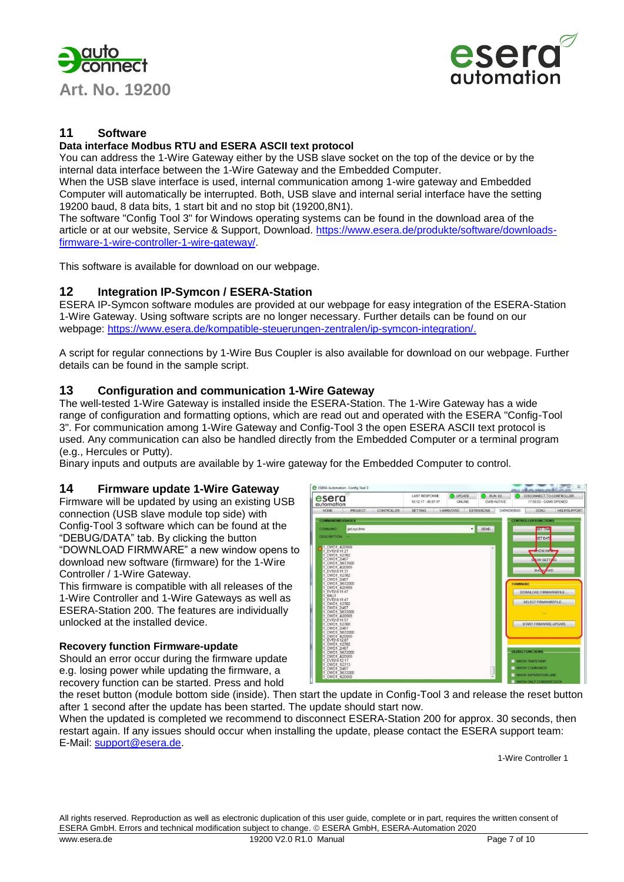## 11 Software

**Data interface Modbus RTU and ESERA ASCII text protocol**

You can address the 1-Wire Gateway either by the USB slave socket on the top of the device or by the internal data interface between the 1-Wire Gateway and the Embedded Computer.
When the USB slave interface is used, internal communication among 1-wire gateway and Embedded Computer will automatically be interrupted. Both, USB slave and internal serial interface have the setting 19200 baud, 8 data bits, 1 start bit and no stop bit (19200,8N1).
The software "Config Tool 3" for Windows operating systems can be found in the download area of the article or at our website, Service & Support, Download. [https://www.esera.de/produkte/software/downloads-firmware-1-wire-controller-1-wire-gateway/](https://www.esera.de/produkte/software/downloads-firmware-1-wire-controller-1-wire-gateway/).

This software is available for download on our webpage.

## 12 Integration IP-Symcon / ESERA-Station

ESERA IP-Symcon software modules are provided at our webpage for easy integration of the ESERA-Station 1-Wire Gateway. Using software scripts are no longer necessary. Further details can be found on our webpage: [https://www.esera.de/kompatible-steuerungen-zentralen/ip-symcon-integration/.](https://www.esera.de/kompatible-steuerungen-zentralen/ip-symcon-integration/)

A script for regular connections by 1-Wire Bus Coupler is also available for download on our webpage. Further details can be found in the sample script.

## 13 Configuration and communication 1-Wire Gateway

The well-tested 1-Wire Gateway is installed inside the ESERA-Station. The 1-Wire Gateway has a wide range of configuration and formatting options, which are read out and operated with the ESERA "Config-Tool 3". For communication among 1-Wire Gateway and Config-Tool 3 the open ESERA ASCII text protocol is used. Any communication can also be handled directly from the Embedded Computer or a terminal program (e.g., Hercules or Putty).
Binary inputs and outputs are available by 1-wire gateway for the Embedded Computer to control.

## 14 Firmware update 1-Wire Gateway

Firmware will be updated by using an existing USB connection (USB slave module top side) with Config-Tool 3 software which can be found at the "DEBUG/DATA" tab. By clicking the button "DOWNLOAD FIRMWARE" a new window opens to download new software (firmware) for the 1-Wire Controller / 1-Wire Gateway.
This firmware is compatible with all releases of the 1-Wire Controller and 1-Wire Gateways as well as ESERA-Station 200. The features are individually unlocked at the installed device.

**Recovery function Firmware-update**

Should an error occur during the firmware update e.g. losing power while updating the firmware, a recovery function can be started. Press and hold the reset button (module bottom side (inside). Then start the update in Config-Tool 3 and release the reset button after 1 second after the update has been started. The update should start now.
When the updated is completed we recommend to disconnect ESERA-Station 200 for approx. 30 seconds, then restart again. If any issues should occur when installing the update, please contact the ESERA support team:
E-Mail: [support@esera.de](mailto:support@esera.de).

1-Wire Controller 1

All rights reserved. Reproduction as well as electronic duplication of this user guide, complete or in part, requires the written consent of ESERA GmbH. Errors and technical modification subject to change. © ESERA GmbH, ESERA-Automation 2020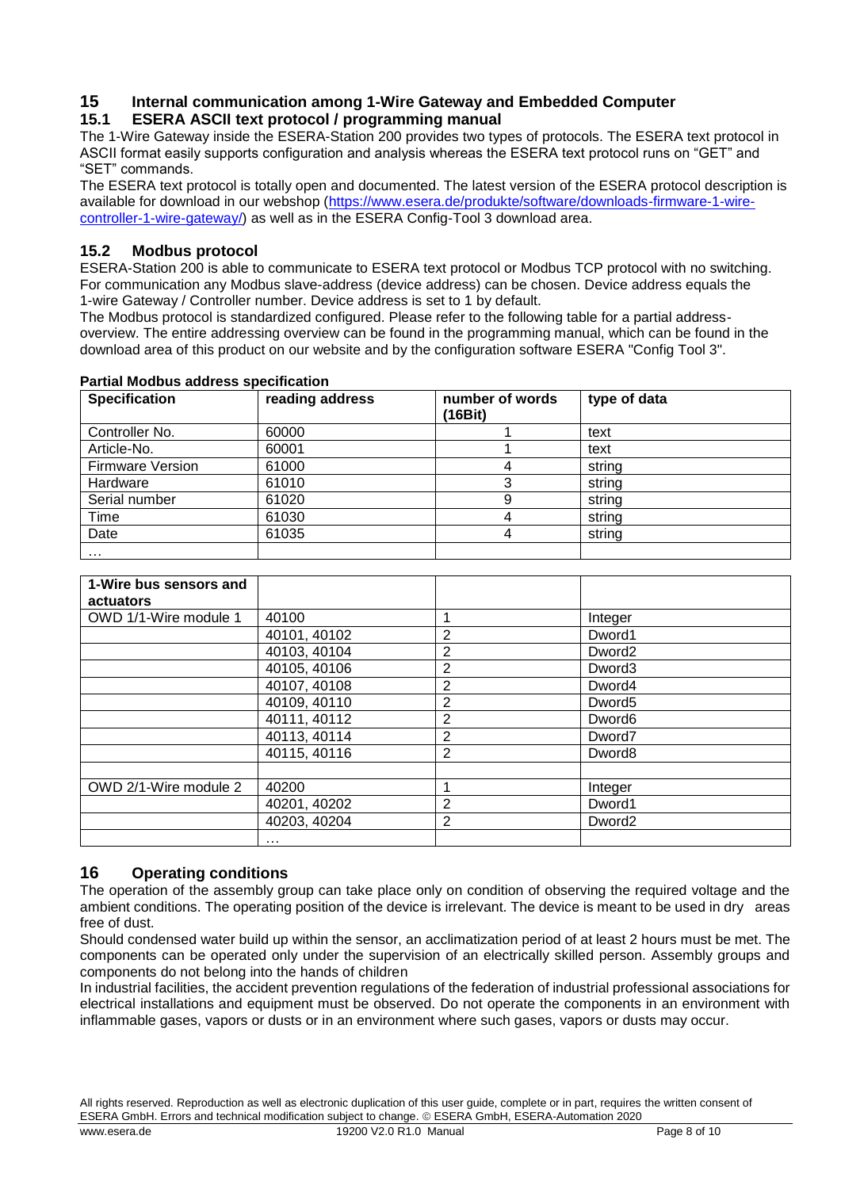## 15 Internal communication among 1-Wire Gateway and Embedded Computer

### 15.1 ESERA ASCII text protocol / programming manual

The 1-Wire Gateway inside the ESERA-Station 200 provides two types of protocols. The ESERA text protocol in ASCII format easily supports configuration and analysis whereas the ESERA text protocol runs on "GET" and "SET" commands.

The ESERA text protocol is totally open and documented. The latest version of the ESERA protocol description is available for download in our webshop (https://www.esera.de/produkte/software/downloads-firmware-1-wire-controller-1-wire-gateway/) as well as in the ESERA Config-Tool 3 download area.

### 15.2 Modbus protocol

ESERA-Station 200 is able to communicate to ESERA text protocol or Modbus TCP protocol with no switching. For communication any Modbus slave-address (device address) can be chosen. Device address equals the 1-wire Gateway / Controller number. Device address is set to 1 by default.

The Modbus protocol is standardized configured. Please refer to the following table for a partial address-overview. The entire addressing overview can be found in the programming manual, which can be found in the download area of this product on our website and by the configuration software ESERA "Config Tool 3".

**Partial Modbus address specification**

| Specification | reading address | number of words (16Bit) | type of data |
|---|---|---|---|
| Controller No. | 60000 | 1 | text |
| Article-No. | 60001 | 1 | text |
| Firmware Version | 61000 | 4 | string |
| Hardware | 61010 | 3 | string |
| Serial number | 61020 | 9 | string |
| Time | 61030 | 4 | string |
| Date | 61035 | 4 | string |
| … | | | |

| 1-Wire bus sensors and actuators | | | |
|---|---|---|---|
| OWD 1/1-Wire module 1 | 40100 | 1 | Integer |
| | 40101, 40102 | 2 | Dword1 |
| | 40103, 40104 | 2 | Dword2 |
| | 40105, 40106 | 2 | Dword3 |
| | 40107, 40108 | 2 | Dword4 |
| | 40109, 40110 | 2 | Dword5 |
| | 40111, 40112 | 2 | Dword6 |
| | 40113, 40114 | 2 | Dword7 |
| | 40115, 40116 | 2 | Dword8 |
| | | | |
| OWD 2/1-Wire module 2 | 40200 | 1 | Integer |
| | 40201, 40202 | 2 | Dword1 |
| | 40203, 40204 | 2 | Dword2 |
| | … | | |

## 16 Operating conditions

The operation of the assembly group can take place only on condition of observing the required voltage and the ambient conditions. The operating position of the device is irrelevant. The device is meant to be used in dry areas free of dust.

Should condensed water build up within the sensor, an acclimatization period of at least 2 hours must be met. The components can be operated only under the supervision of an electrically skilled person. Assembly groups and components do not belong into the hands of children

In industrial facilities, the accident prevention regulations of the federation of industrial professional associations for electrical installations and equipment must be observed. Do not operate the components in an environment with inflammable gases, vapors or dusts or in an environment where such gases, vapors or dusts may occur.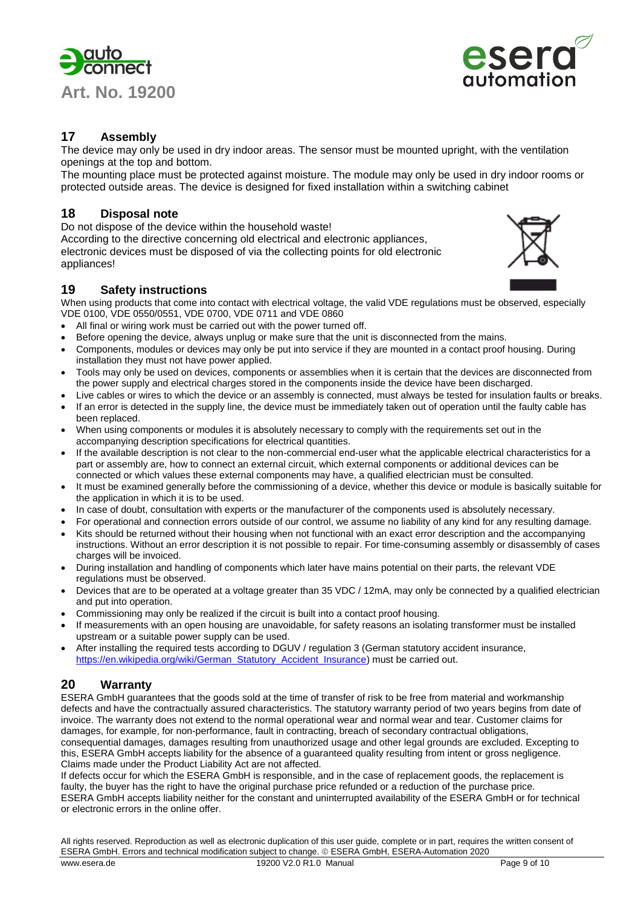## 17 Assembly

The device may only be used in dry indoor areas. The sensor must be mounted upright, with the ventilation openings at the top and bottom.

The mounting place must be protected against moisture. The module may only be used in dry indoor rooms or protected outside areas. The device is designed for fixed installation within a switching cabinet

## 18 Disposal note

Do not dispose of the device within the household waste!
According to the directive concerning old electrical and electronic appliances, electronic devices must be disposed of via the collecting points for old electronic appliances!

## 19 Safety instructions

When using products that come into contact with electrical voltage, the valid VDE regulations must be observed, especially VDE 0100, VDE 0550/0551, VDE 0700, VDE 0711 and VDE 0860

- All final or wiring work must be carried out with the power turned off.
- Before opening the device, always unplug or make sure that the unit is disconnected from the mains.
- Components, modules or devices may only be put into service if they are mounted in a contact proof housing. During installation they must not have power applied.
- Tools may only be used on devices, components or assemblies when it is certain that the devices are disconnected from the power supply and electrical charges stored in the components inside the device have been discharged.
- Live cables or wires to which the device or an assembly is connected, must always be tested for insulation faults or breaks.
- If an error is detected in the supply line, the device must be immediately taken out of operation until the faulty cable has been replaced.
- When using components or modules it is absolutely necessary to comply with the requirements set out in the accompanying description specifications for electrical quantities.
- If the available description is not clear to the non-commercial end-user what the applicable electrical characteristics for a part or assembly are, how to connect an external circuit, which external components or additional devices can be connected or which values these external components may have, a qualified electrician must be consulted.
- It must be examined generally before the commissioning of a device, whether this device or module is basically suitable for the application in which it is to be used.
- In case of doubt, consultation with experts or the manufacturer of the components used is absolutely necessary.
- For operational and connection errors outside of our control, we assume no liability of any kind for any resulting damage.
- Kits should be returned without their housing when not functional with an exact error description and the accompanying instructions. Without an error description it is not possible to repair. For time-consuming assembly or disassembly of cases charges will be invoiced.
- During installation and handling of components which later have mains potential on their parts, the relevant VDE regulations must be observed.
- Devices that are to be operated at a voltage greater than 35 VDC / 12mA, may only be connected by a qualified electrician and put into operation.
- Commissioning may only be realized if the circuit is built into a contact proof housing.
- If measurements with an open housing are unavoidable, for safety reasons an isolating transformer must be installed upstream or a suitable power supply can be used.
- After installing the required tests according to DGUV / regulation 3 (German statutory accident insurance, https://en.wikipedia.org/wiki/German_Statutory_Accident_Insurance) must be carried out.

## 20 Warranty

ESERA GmbH guarantees that the goods sold at the time of transfer of risk to be free from material and workmanship defects and have the contractually assured characteristics. The statutory warranty period of two years begins from date of invoice. The warranty does not extend to the normal operational wear and normal wear and tear. Customer claims for damages, for example, for non-performance, fault in contracting, breach of secondary contractual obligations, consequential damages, damages resulting from unauthorized usage and other legal grounds are excluded. Excepting to this, ESERA GmbH accepts liability for the absence of a guaranteed quality resulting from intent or gross negligence. Claims made under the Product Liability Act are not affected.

If defects occur for which the ESERA GmbH is responsible, and in the case of replacement goods, the replacement is faulty, the buyer has the right to have the original purchase price refunded or a reduction of the purchase price.

ESERA GmbH accepts liability neither for the constant and uninterrupted availability of the ESERA GmbH or for technical or electronic errors in the online offer.

All rights reserved. Reproduction as well as electronic duplication of this user guide, complete or in part, requires the written consent of ESERA GmbH. Errors and technical modification subject to change. © ESERA GmbH, ESERA-Automation 2020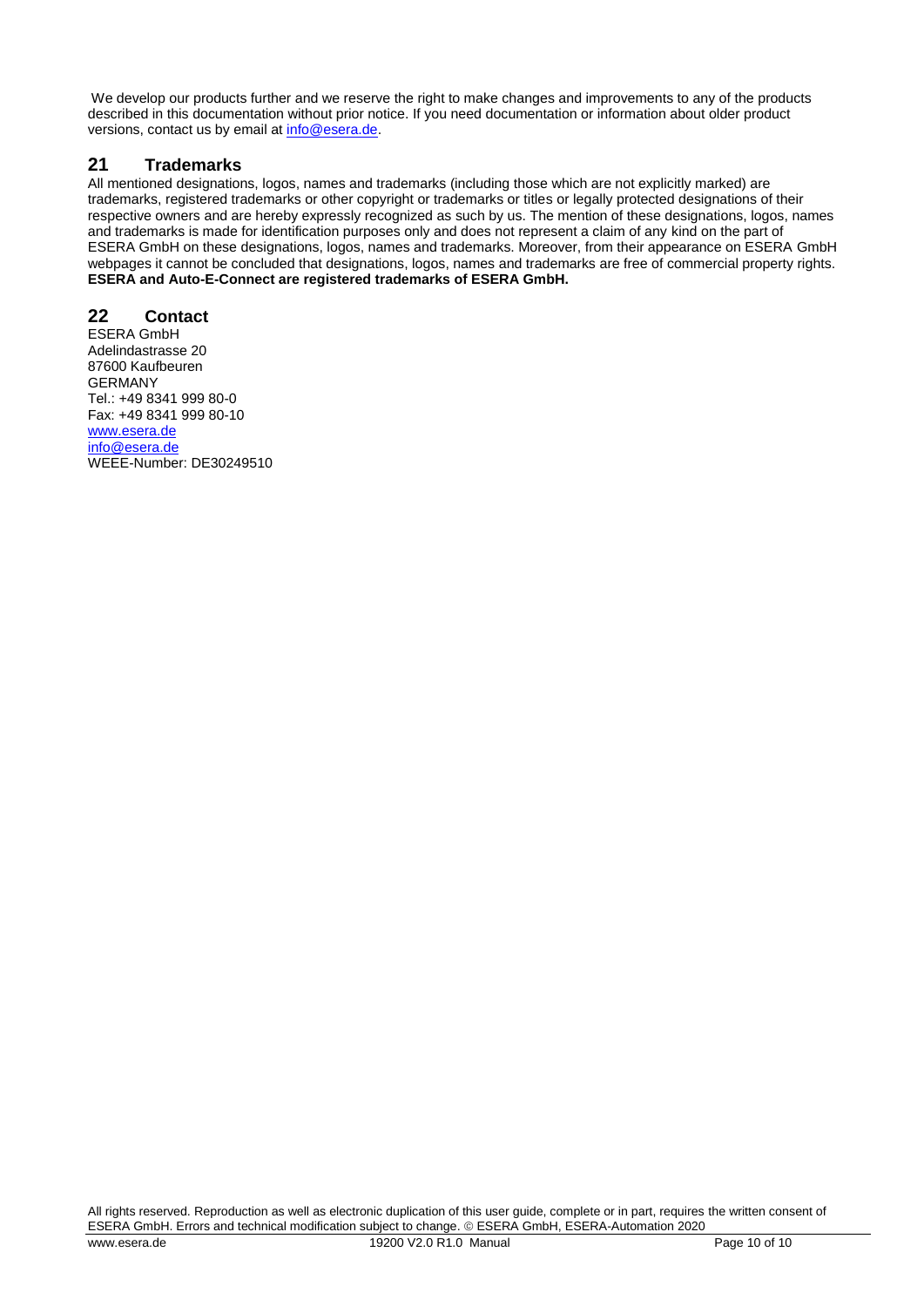We develop our products further and we reserve the right to make changes and improvements to any of the products described in this documentation without prior notice. If you need documentation or information about older product versions, contact us by email at info@esera.de.

## 21 Trademarks

All mentioned designations, logos, names and trademarks (including those which are not explicitly marked) are trademarks, registered trademarks or other copyright or trademarks or titles or legally protected designations of their respective owners and are hereby expressly recognized as such by us. The mention of these designations, logos, names and trademarks is made for identification purposes only and does not represent a claim of any kind on the part of ESERA GmbH on these designations, logos, names and trademarks. Moreover, from their appearance on ESERA GmbH webpages it cannot be concluded that designations, logos, names and trademarks are free of commercial property rights. **ESERA and Auto-E-Connect are registered trademarks of ESERA GmbH.**

## 22 Contact

ESERA GmbH
Adelindastrasse 20
87600 Kaufbeuren
GERMANY
Tel.: +49 8341 999 80-0
Fax: +49 8341 999 80-10
www.esera.de
info@esera.de
WEEE-Number: DE30249510

All rights reserved. Reproduction as well as electronic duplication of this user guide, complete or in part, requires the written consent of ESERA GmbH. Errors and technical modification subject to change. © ESERA GmbH, ESERA-Automation 2020